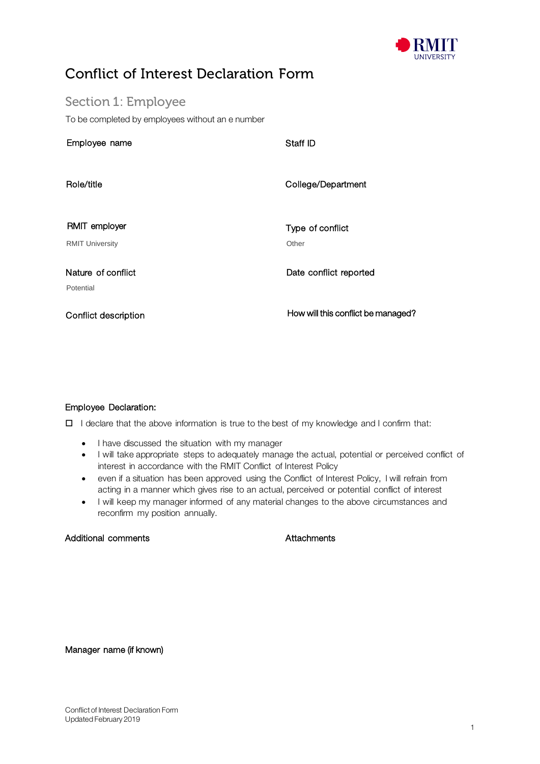# Conflict of Interest Declaration Form

## Section 1: Employee

To be completed by employees without an e number

Employee name

Staff ID

Role/title

College/Department

RMIT employer

RMIT University

Type of conflict

Other

Nature of conflict

Potential

Date conflict reported

Conflict description

How will this conflict be managed?

**Employee Declaration:**

☐ I declare that the above information is true to the best of my knowledge and I confirm that:

- I have discussed the situation with my manager
- I will take appropriate steps to adequately manage the actual, potential or perceived conflict of interest in accordance with the RMIT Conflict of Interest Policy
- even if a situation has been approved using the Conflict of Interest Policy, I will refrain from acting in a manner which gives rise to an actual, perceived or potential conflict of interest
- I will keep my manager informed of any material changes to the above circumstances and reconfirm my position annually.

Additional comments

Attachments

Manager name (if known)

Conflict of Interest Declaration Form
Updated February 2019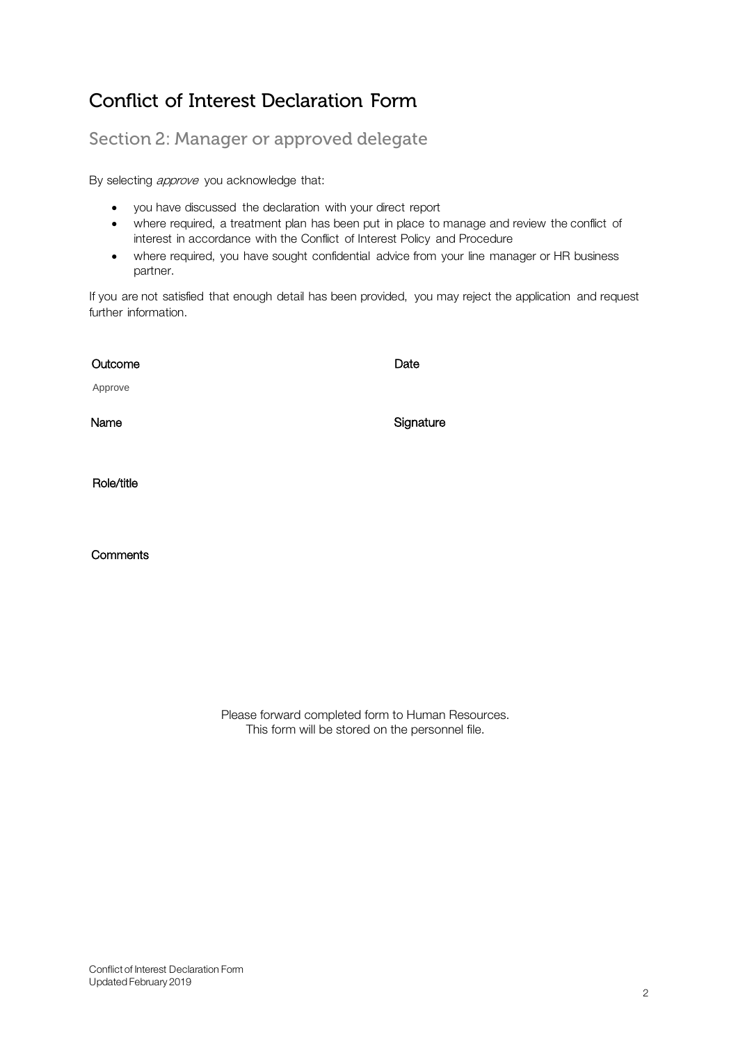# Conflict of Interest Declaration Form

## Section 2: Manager or approved delegate

By selecting *approve* you acknowledge that:

- you have discussed the declaration with your direct report
- where required, a treatment plan has been put in place to manage and review the conflict of interest in accordance with the Conflict of Interest Policy and Procedure
- where required, you have sought confidential advice from your line manager or HR business partner.

If you are not satisfied that enough detail has been provided, you may reject the application and request further information.

**Outcome**

Approve

**Date**

**Name**

**Signature**

**Role/title**

**Comments**

Please forward completed form to Human Resources.
This form will be stored on the personnel file.

Conflict of Interest Declaration Form
Updated February 2019